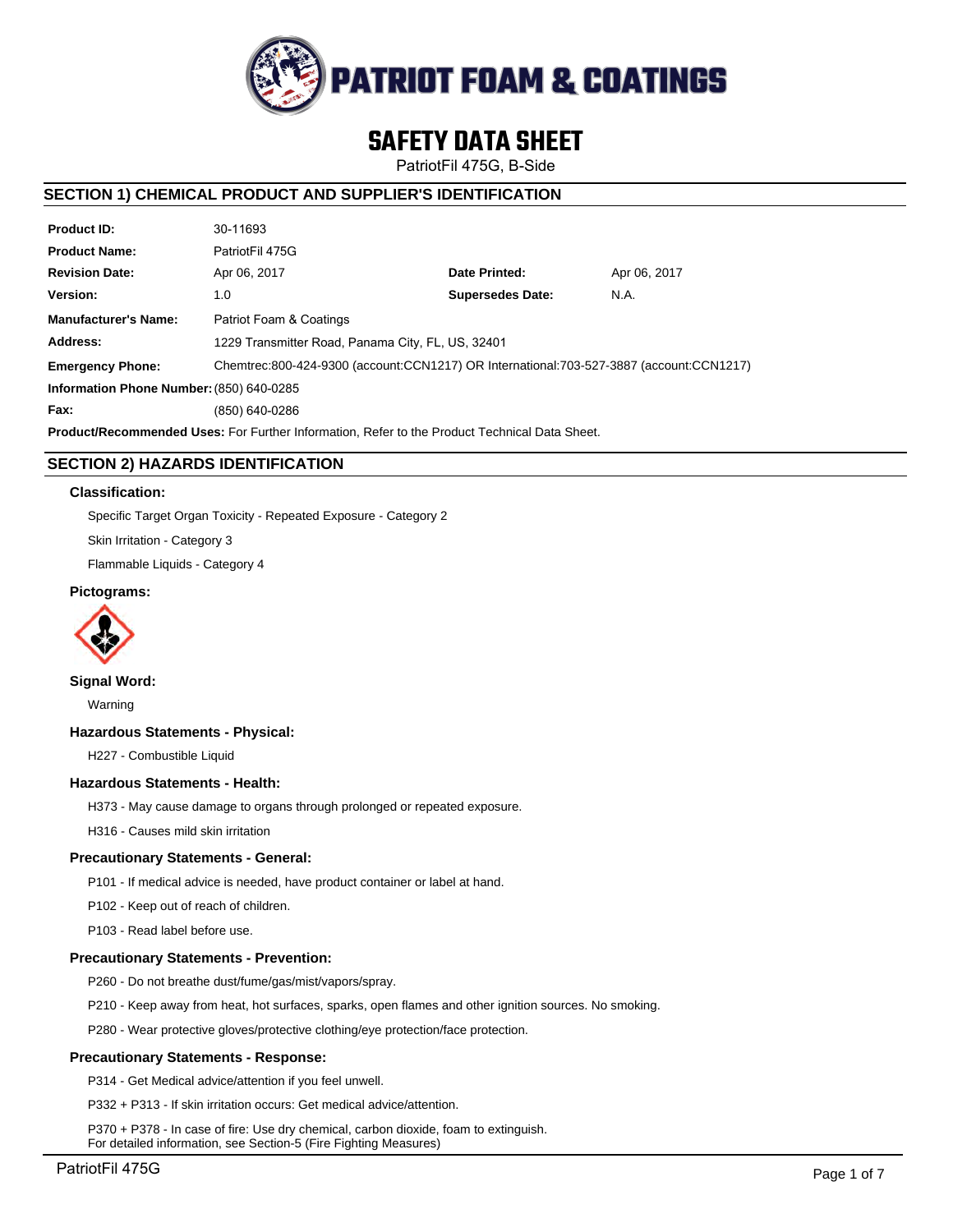# SAFETY DATA SHEET

PatriotFil 475G, B-Side

## SECTION 1) CHEMICAL PRODUCT AND SUPPLIER'S IDENTIFICATION

| | | | |
|---|---|---|---|
| **Product ID:** | 30-11693 | | |
| **Product Name:** | PatriotFil 475G | | |
| **Revision Date:** | Apr 06, 2017 | **Date Printed:** | Apr 06, 2017 |
| **Version:** | 1.0 | **Supersedes Date:** | N.A. |
| **Manufacturer's Name:** | Patriot Foam & Coatings | | |
| **Address:** | 1229 Transmitter Road, Panama City, FL, US, 32401 | | |
| **Emergency Phone:** | Chemtrec:800-424-9300 (account:CCN1217) OR International:703-527-3887 (account:CCN1217) | | |
| **Information Phone Number:** | (850) 640-0285 | | |
| **Fax:** | (850) 640-0286 | | |

**Product/Recommended Uses:** For Further Information, Refer to the Product Technical Data Sheet.

## SECTION 2) HAZARDS IDENTIFICATION

### Classification:

Specific Target Organ Toxicity - Repeated Exposure - Category 2

Skin Irritation - Category 3

Flammable Liquids - Category 4

### Pictograms:

### Signal Word:

Warning

### Hazardous Statements - Physical:

H227 - Combustible Liquid

### Hazardous Statements - Health:

H373 - May cause damage to organs through prolonged or repeated exposure.

H316 - Causes mild skin irritation

### Precautionary Statements - General:

P101 - If medical advice is needed, have product container or label at hand.

P102 - Keep out of reach of children.

P103 - Read label before use.

### Precautionary Statements - Prevention:

P260 - Do not breathe dust/fume/gas/mist/vapors/spray.

P210 - Keep away from heat, hot surfaces, sparks, open flames and other ignition sources. No smoking.

P280 - Wear protective gloves/protective clothing/eye protection/face protection.

### Precautionary Statements - Response:

P314 - Get Medical advice/attention if you feel unwell.

P332 + P313 - If skin irritation occurs: Get medical advice/attention.

P370 + P378 - In case of fire: Use dry chemical, carbon dioxide, foam to extinguish.
For detailed information, see Section-5 (Fire Fighting Measures)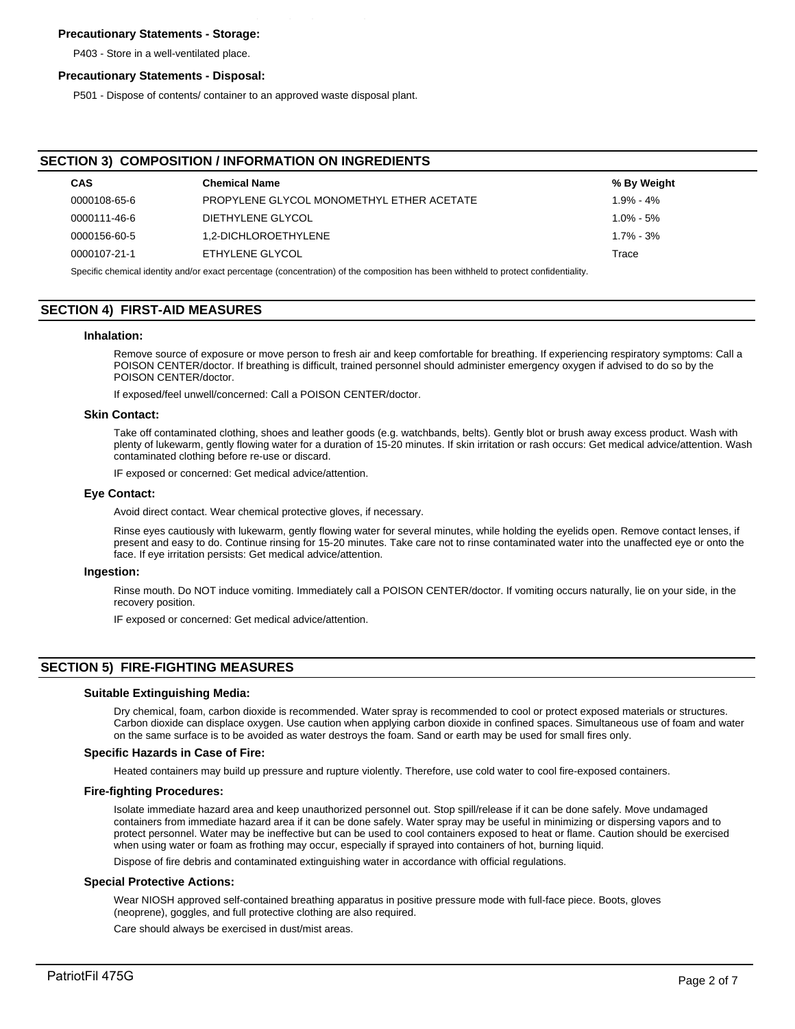### Precautionary Statements - Storage:

P403 - Store in a well-ventilated place.

### Precautionary Statements - Disposal:

P501 - Dispose of contents/ container to an approved waste disposal plant.

## SECTION 3) COMPOSITION / INFORMATION ON INGREDIENTS

| CAS | Chemical Name | % By Weight |
| --- | --- | --- |
| 0000108-65-6 | PROPYLENE GLYCOL MONOMETHYL ETHER ACETATE | 1.9% - 4% |
| 0000111-46-6 | DIETHYLENE GLYCOL | 1.0% - 5% |
| 0000156-60-5 | 1,2-DICHLOROETHYLENE | 1.7% - 3% |
| 0000107-21-1 | ETHYLENE GLYCOL | Trace |

Specific chemical identity and/or exact percentage (concentration) of the composition has been withheld to protect confidentiality.

## SECTION 4) FIRST-AID MEASURES

### Inhalation:

Remove source of exposure or move person to fresh air and keep comfortable for breathing. If experiencing respiratory symptoms: Call a POISON CENTER/doctor. If breathing is difficult, trained personnel should administer emergency oxygen if advised to do so by the POISON CENTER/doctor.

If exposed/feel unwell/concerned: Call a POISON CENTER/doctor.

### Skin Contact:

Take off contaminated clothing, shoes and leather goods (e.g. watchbands, belts). Gently blot or brush away excess product. Wash with plenty of lukewarm, gently flowing water for a duration of 15-20 minutes. If skin irritation or rash occurs: Get medical advice/attention. Wash contaminated clothing before re-use or discard.

IF exposed or concerned: Get medical advice/attention.

### Eye Contact:

Avoid direct contact. Wear chemical protective gloves, if necessary.

Rinse eyes cautiously with lukewarm, gently flowing water for several minutes, while holding the eyelids open. Remove contact lenses, if present and easy to do. Continue rinsing for 15-20 minutes. Take care not to rinse contaminated water into the unaffected eye or onto the face. If eye irritation persists: Get medical advice/attention.

### Ingestion:

Rinse mouth. Do NOT induce vomiting. Immediately call a POISON CENTER/doctor. If vomiting occurs naturally, lie on your side, in the recovery position.

IF exposed or concerned: Get medical advice/attention.

## SECTION 5) FIRE-FIGHTING MEASURES

### Suitable Extinguishing Media:

Dry chemical, foam, carbon dioxide is recommended. Water spray is recommended to cool or protect exposed materials or structures. Carbon dioxide can displace oxygen. Use caution when applying carbon dioxide in confined spaces. Simultaneous use of foam and water on the same surface is to be avoided as water destroys the foam. Sand or earth may be used for small fires only.

### Specific Hazards in Case of Fire:

Heated containers may build up pressure and rupture violently. Therefore, use cold water to cool fire-exposed containers.

### Fire-fighting Procedures:

Isolate immediate hazard area and keep unauthorized personnel out. Stop spill/release if it can be done safely. Move undamaged containers from immediate hazard area if it can be done safely. Water spray may be useful in minimizing or dispersing vapors and to protect personnel. Water may be ineffective but can be used to cool containers exposed to heat or flame. Caution should be exercised when using water or foam as frothing may occur, especially if sprayed into containers of hot, burning liquid.

Dispose of fire debris and contaminated extinguishing water in accordance with official regulations.

### Special Protective Actions:

Wear NIOSH approved self-contained breathing apparatus in positive pressure mode with full-face piece. Boots, gloves (neoprene), goggles, and full protective clothing are also required.

Care should always be exercised in dust/mist areas.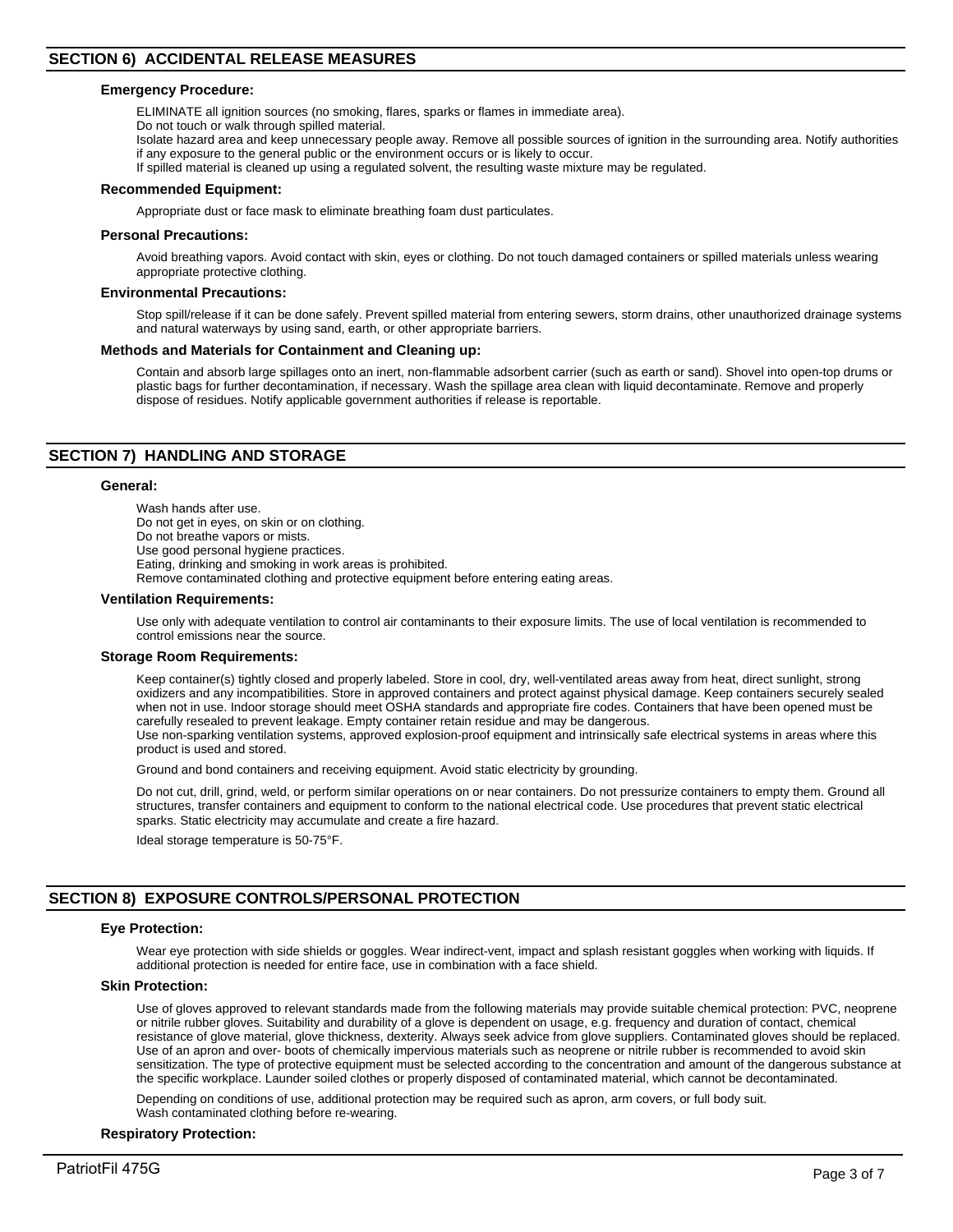## SECTION 6) ACCIDENTAL RELEASE MEASURES

### Emergency Procedure:

ELIMINATE all ignition sources (no smoking, flares, sparks or flames in immediate area).
Do not touch or walk through spilled material.
Isolate hazard area and keep unnecessary people away. Remove all possible sources of ignition in the surrounding area. Notify authorities if any exposure to the general public or the environment occurs or is likely to occur.
If spilled material is cleaned up using a regulated solvent, the resulting waste mixture may be regulated.

### Recommended Equipment:

Appropriate dust or face mask to eliminate breathing foam dust particulates.

### Personal Precautions:

Avoid breathing vapors. Avoid contact with skin, eyes or clothing. Do not touch damaged containers or spilled materials unless wearing appropriate protective clothing.

### Environmental Precautions:

Stop spill/release if it can be done safely. Prevent spilled material from entering sewers, storm drains, other unauthorized drainage systems and natural waterways by using sand, earth, or other appropriate barriers.

### Methods and Materials for Containment and Cleaning up:

Contain and absorb large spillages onto an inert, non-flammable adsorbent carrier (such as earth or sand). Shovel into open-top drums or plastic bags for further decontamination, if necessary. Wash the spillage area clean with liquid decontaminate. Remove and properly dispose of residues. Notify applicable government authorities if release is reportable.

## SECTION 7) HANDLING AND STORAGE

### General:

Wash hands after use.
Do not get in eyes, on skin or on clothing.
Do not breathe vapors or mists.
Use good personal hygiene practices.
Eating, drinking and smoking in work areas is prohibited.
Remove contaminated clothing and protective equipment before entering eating areas.

### Ventilation Requirements:

Use only with adequate ventilation to control air contaminants to their exposure limits. The use of local ventilation is recommended to control emissions near the source.

### Storage Room Requirements:

Keep container(s) tightly closed and properly labeled. Store in cool, dry, well-ventilated areas away from heat, direct sunlight, strong oxidizers and any incompatibilities. Store in approved containers and protect against physical damage. Keep containers securely sealed when not in use. Indoor storage should meet OSHA standards and appropriate fire codes. Containers that have been opened must be carefully resealed to prevent leakage. Empty container retain residue and may be dangerous.
Use non-sparking ventilation systems, approved explosion-proof equipment and intrinsically safe electrical systems in areas where this product is used and stored.

Ground and bond containers and receiving equipment. Avoid static electricity by grounding.

Do not cut, drill, grind, weld, or perform similar operations on or near containers. Do not pressurize containers to empty them. Ground all structures, transfer containers and equipment to conform to the national electrical code. Use procedures that prevent static electrical sparks. Static electricity may accumulate and create a fire hazard.

Ideal storage temperature is 50-75°F.

## SECTION 8) EXPOSURE CONTROLS/PERSONAL PROTECTION

### Eye Protection:

Wear eye protection with side shields or goggles. Wear indirect-vent, impact and splash resistant goggles when working with liquids. If additional protection is needed for entire face, use in combination with a face shield.

### Skin Protection:

Use of gloves approved to relevant standards made from the following materials may provide suitable chemical protection: PVC, neoprene or nitrile rubber gloves. Suitability and durability of a glove is dependent on usage, e.g. frequency and duration of contact, chemical resistance of glove material, glove thickness, dexterity. Always seek advice from glove suppliers. Contaminated gloves should be replaced. Use of an apron and over- boots of chemically impervious materials such as neoprene or nitrile rubber is recommended to avoid skin sensitization. The type of protective equipment must be selected according to the concentration and amount of the dangerous substance at the specific workplace. Launder soiled clothes or properly disposed of contaminated material, which cannot be decontaminated.

Depending on conditions of use, additional protection may be required such as apron, arm covers, or full body suit.
Wash contaminated clothing before re-wearing.

### Respiratory Protection: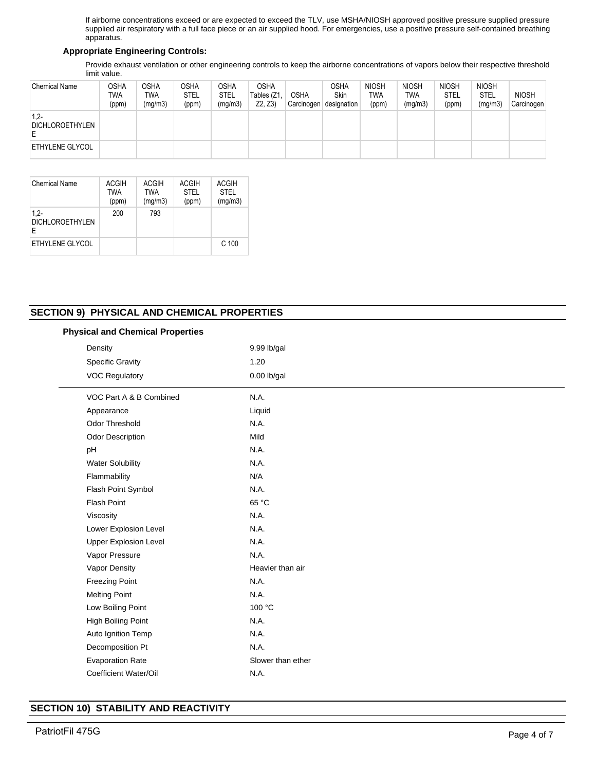If airborne concentrations exceed or are expected to exceed the TLV, use MSHA/NIOSH approved positive pressure supplied pressure supplied air respiratory with a full face piece or an air supplied hood. For emergencies, use a positive pressure self-contained breathing apparatus.

**Appropriate Engineering Controls:**

Provide exhaust ventilation or other engineering controls to keep the airborne concentrations of vapors below their respective threshold limit value.

| Chemical Name | OSHA TWA (ppm) | OSHA TWA (mg/m3) | OSHA STEL (ppm) | OSHA STEL (mg/m3) | OSHA Tables (Z1, Z2, Z3) | OSHA Carcinogen | OSHA Skin designation | NIOSH TWA (ppm) | NIOSH TWA (mg/m3) | NIOSH STEL (ppm) | NIOSH STEL (mg/m3) | NIOSH Carcinogen |
|---|---|---|---|---|---|---|---|---|---|---|---|---|
| 1,2-DICHLOROETHYLENE | | | | | | | | | | | | |
| ETHYLENE GLYCOL | | | | | | | | | | | | |

| Chemical Name | ACGIH TWA (ppm) | ACGIH TWA (mg/m3) | ACGIH STEL (ppm) | ACGIH STEL (mg/m3) |
|---|---|---|---|---|
| 1,2-DICHLOROETHYLENE | 200 | 793 | | |
| ETHYLENE GLYCOL | | | | C 100 |

## SECTION 9) PHYSICAL AND CHEMICAL PROPERTIES

**Physical and Chemical Properties**

| | |
|---|---|
| Density | 9.99 lb/gal |
| Specific Gravity | 1.20 |
| VOC Regulatory | 0.00 lb/gal |
| VOC Part A & B Combined | N.A. |
| Appearance | Liquid |
| Odor Threshold | N.A. |
| Odor Description | Mild |
| pH | N.A. |
| Water Solubility | N.A. |
| Flammability | N/A |
| Flash Point Symbol | N.A. |
| Flash Point | 65 °C |
| Viscosity | N.A. |
| Lower Explosion Level | N.A. |
| Upper Explosion Level | N.A. |
| Vapor Pressure | N.A. |
| Vapor Density | Heavier than air |
| Freezing Point | N.A. |
| Melting Point | N.A. |
| Low Boiling Point | 100 °C |
| High Boiling Point | N.A. |
| Auto Ignition Temp | N.A. |
| Decomposition Pt | N.A. |
| Evaporation Rate | Slower than ether |
| Coefficient Water/Oil | N.A. |

## SECTION 10) STABILITY AND REACTIVITY

PatriotFil 475G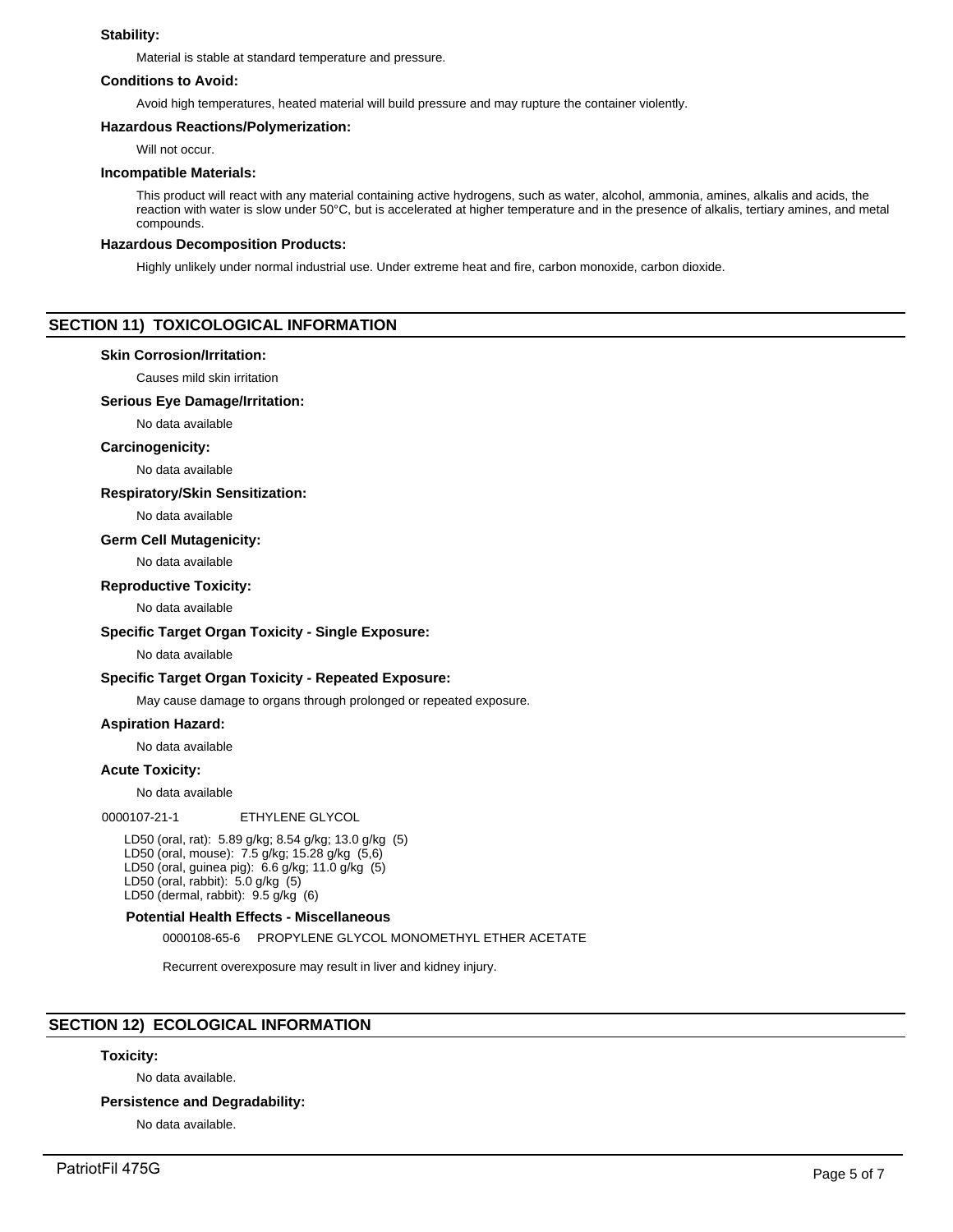**Stability:**

Material is stable at standard temperature and pressure.

**Conditions to Avoid:**

Avoid high temperatures, heated material will build pressure and may rupture the container violently.

**Hazardous Reactions/Polymerization:**

Will not occur.

**Incompatible Materials:**

This product will react with any material containing active hydrogens, such as water, alcohol, ammonia, amines, alkalis and acids, the reaction with water is slow under 50°C, but is accelerated at higher temperature and in the presence of alkalis, tertiary amines, and metal compounds.

**Hazardous Decomposition Products:**

Highly unlikely under normal industrial use. Under extreme heat and fire, carbon monoxide, carbon dioxide.

## SECTION 11) TOXICOLOGICAL INFORMATION

**Skin Corrosion/Irritation:**

Causes mild skin irritation

**Serious Eye Damage/Irritation:**

No data available

**Carcinogenicity:**

No data available

**Respiratory/Skin Sensitization:**

No data available

**Germ Cell Mutagenicity:**

No data available

**Reproductive Toxicity:**

No data available

**Specific Target Organ Toxicity - Single Exposure:**

No data available

**Specific Target Organ Toxicity - Repeated Exposure:**

May cause damage to organs through prolonged or repeated exposure.

**Aspiration Hazard:**

No data available

**Acute Toxicity:**

No data available

0000107-21-1 ETHYLENE GLYCOL

LD50 (oral, rat): 5.89 g/kg; 8.54 g/kg; 13.0 g/kg (5)
LD50 (oral, mouse): 7.5 g/kg; 15.28 g/kg (5,6)
LD50 (oral, guinea pig): 6.6 g/kg; 11.0 g/kg (5)
LD50 (oral, rabbit): 5.0 g/kg (5)
LD50 (dermal, rabbit): 9.5 g/kg (6)

**Potential Health Effects - Miscellaneous**

0000108-65-6 PROPYLENE GLYCOL MONOMETHYL ETHER ACETATE

Recurrent overexposure may result in liver and kidney injury.

## SECTION 12) ECOLOGICAL INFORMATION

**Toxicity:**

No data available.

**Persistence and Degradability:**

No data available.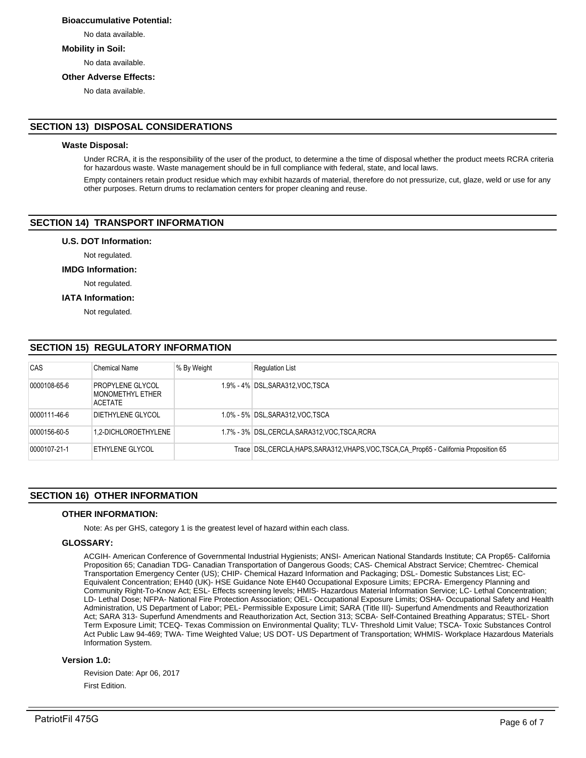**Bioaccumulative Potential:**

No data available.

**Mobility in Soil:**

No data available.

**Other Adverse Effects:**

No data available.

## SECTION 13) DISPOSAL CONSIDERATIONS

**Waste Disposal:**

Under RCRA, it is the responsibility of the user of the product, to determine a the time of disposal whether the product meets RCRA criteria for hazardous waste. Waste management should be in full compliance with federal, state, and local laws.

Empty containers retain product residue which may exhibit hazards of material, therefore do not pressurize, cut, glaze, weld or use for any other purposes. Return drums to reclamation centers for proper cleaning and reuse.

## SECTION 14) TRANSPORT INFORMATION

**U.S. DOT Information:**

Not regulated.

**IMDG Information:**

Not regulated.

**IATA Information:**

Not regulated.

## SECTION 15) REGULATORY INFORMATION

| CAS | Chemical Name | % By Weight | Regulation List |
|---|---|---|---|
| 0000108-65-6 | PROPYLENE GLYCOL MONOMETHYL ETHER ACETATE | 1.9% - 4% | DSL,SARA312,VOC,TSCA |
| 0000111-46-6 | DIETHYLENE GLYCOL | 1.0% - 5% | DSL,SARA312,VOC,TSCA |
| 0000156-60-5 | 1,2-DICHLOROETHYLENE | 1.7% - 3% | DSL,CERCLA,SARA312,VOC,TSCA,RCRA |
| 0000107-21-1 | ETHYLENE GLYCOL | Trace | DSL,CERCLA,HAPS,SARA312,VHAPS,VOC,TSCA,CA_Prop65 - California Proposition 65 |

## SECTION 16) OTHER INFORMATION

**OTHER INFORMATION:**

Note: As per GHS, category 1 is the greatest level of hazard within each class.

**GLOSSARY:**

ACGIH- American Conference of Governmental Industrial Hygienists; ANSI- American National Standards Institute; CA Prop65- California Proposition 65; Canadian TDG- Canadian Transportation of Dangerous Goods; CAS- Chemical Abstract Service; Chemtrec- Chemical Transportation Emergency Center (US); CHIP- Chemical Hazard Information and Packaging; DSL- Domestic Substances List; EC- Equivalent Concentration; EH40 (UK)- HSE Guidance Note EH40 Occupational Exposure Limits; EPCRA- Emergency Planning and Community Right-To-Know Act; ESL- Effects screening levels; HMIS- Hazardous Material Information Service; LC- Lethal Concentration; LD- Lethal Dose; NFPA- National Fire Protection Association; OEL- Occupational Exposure Limits; OSHA- Occupational Safety and Health Administration, US Department of Labor; PEL- Permissible Exposure Limit; SARA (Title III)- Superfund Amendments and Reauthorization Act; SARA 313- Superfund Amendments and Reauthorization Act, Section 313; SCBA- Self-Contained Breathing Apparatus; STEL- Short Term Exposure Limit; TCEQ- Texas Commission on Environmental Quality; TLV- Threshold Limit Value; TSCA- Toxic Substances Control Act Public Law 94-469; TWA- Time Weighted Value; US DOT- US Department of Transportation; WHMIS- Workplace Hazardous Materials Information System.

**Version 1.0:**

Revision Date: Apr 06, 2017

First Edition.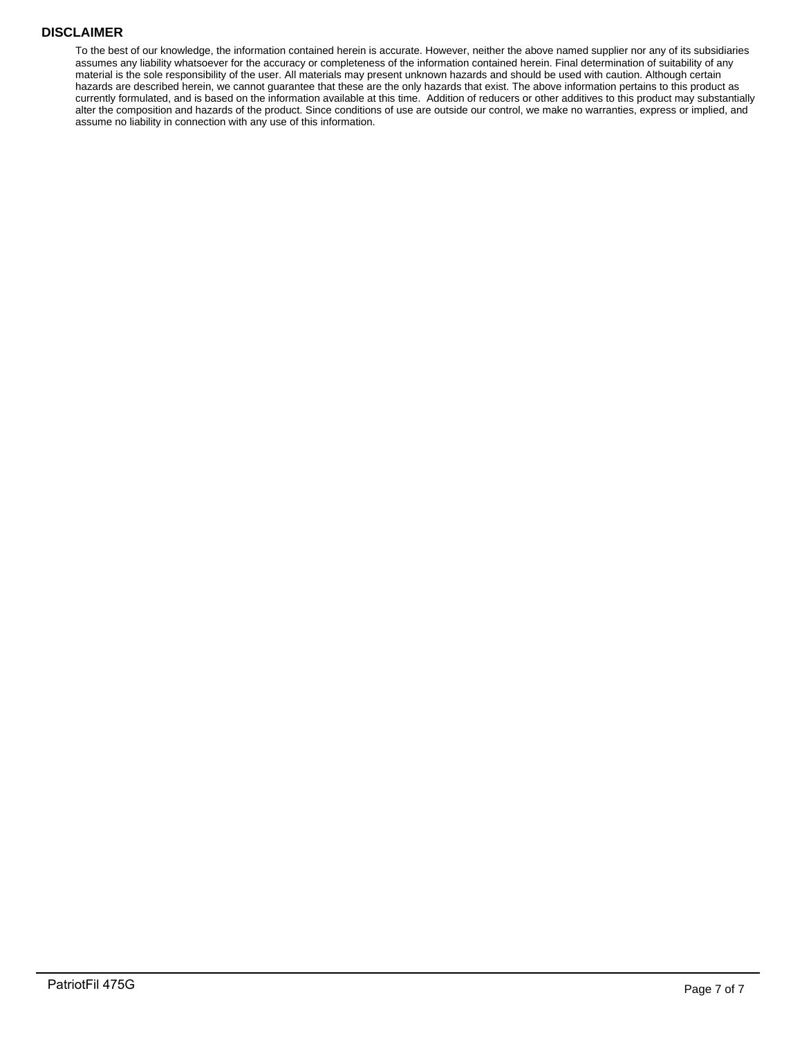## DISCLAIMER

To the best of our knowledge, the information contained herein is accurate. However, neither the above named supplier nor any of its subsidiaries assumes any liability whatsoever for the accuracy or completeness of the information contained herein. Final determination of suitability of any material is the sole responsibility of the user. All materials may present unknown hazards and should be used with caution. Although certain hazards are described herein, we cannot guarantee that these are the only hazards that exist. The above information pertains to this product as currently formulated, and is based on the information available at this time. Addition of reducers or other additives to this product may substantially alter the composition and hazards of the product. Since conditions of use are outside our control, we make no warranties, express or implied, and assume no liability in connection with any use of this information.